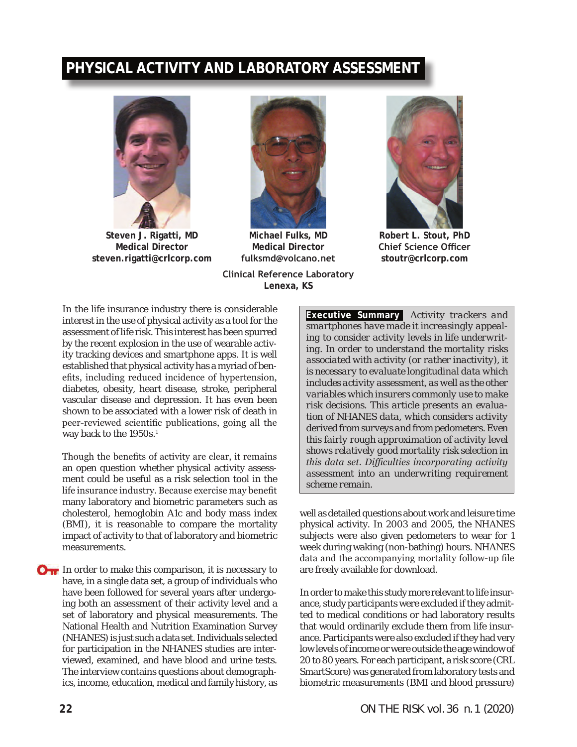# PHYSICAL ACTIVITY AND LABORATORY ASSESSMENT

**Steven J. Rigatti, MD**
**Medical Director**
**steven.rigatti@crlcorp.com**

**Michael Fulks, MD**
**Medical Director**
**fulksmd@volcano.net**

**Robert L. Stout, PhD**
**Chief Science Officer**
**stoutr@crlcorp.com**

**Clinical Reference Laboratory**
**Lenexa, KS**

**Executive Summary** *Activity trackers and smartphones have made it increasingly appealing to consider activity levels in life underwriting. In order to understand the mortality risks associated with activity (or rather inactivity), it is necessary to evaluate longitudinal data which includes activity assessment, as well as the other variables which insurers commonly use to make risk decisions. This article presents an evaluation of NHANES data, which considers activity derived from surveys and from pedometers. Even this fairly rough approximation of activity level shows relatively good mortality risk selection in this data set. Difficulties incorporating activity assessment into an underwriting requirement scheme remain.*

In the life insurance industry there is considerable interest in the use of physical activity as a tool for the assessment of life risk. This interest has been spurred by the recent explosion in the use of wearable activity tracking devices and smartphone apps. It is well established that physical activity has a myriad of benefits, including reduced incidence of hypertension, diabetes, obesity, heart disease, stroke, peripheral vascular disease and depression. It has even been shown to be associated with a lower risk of death in peer-reviewed scientific publications, going all the way back to the 1950s.[1]

Though the benefits of activity are clear, it remains an open question whether physical activity assessment could be useful as a risk selection tool in the life insurance industry. Because exercise may benefit many laboratory and biometric parameters such as cholesterol, hemoglobin A1c and body mass index (BMI), it is reasonable to compare the mortality impact of activity to that of laboratory and biometric measurements.

In order to make this comparison, it is necessary to have, in a single data set, a group of individuals who have been followed for several years after undergoing both an assessment of their activity level and a set of laboratory and physical measurements. The National Health and Nutrition Examination Survey (NHANES) is just such a data set. Individuals selected for participation in the NHANES studies are interviewed, examined, and have blood and urine tests. The interview contains questions about demographics, income, education, medical and family history, as well as detailed questions about work and leisure time physical activity. In 2003 and 2005, the NHANES subjects were also given pedometers to wear for 1 week during waking (non-bathing) hours. NHANES data and the accompanying mortality follow-up file are freely available for download.

In order to make this study more relevant to life insurance, study participants were excluded if they admitted to medical conditions or had laboratory results that would ordinarily exclude them from life insurance. Participants were also excluded if they had very low levels of income or were outside the age window of 20 to 80 years. For each participant, a risk score (CRL SmartScore) was generated from laboratory tests and biometric measurements (BMI and blood pressure)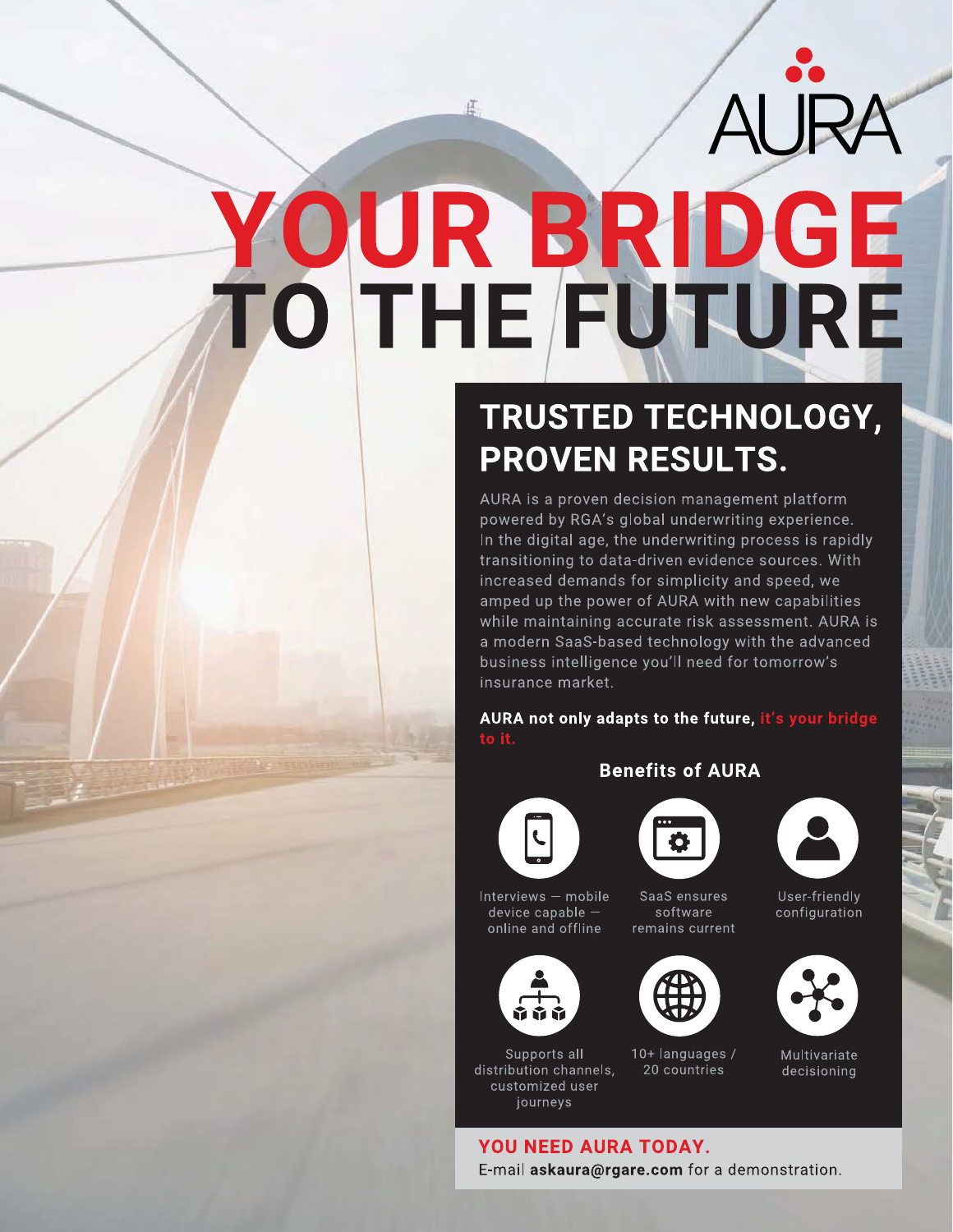AURA

# YOUR BRIDGE TO THE FUTURE

## TRUSTED TECHNOLOGY, PROVEN RESULTS.

AURA is a proven decision management platform powered by RGA's global underwriting experience. In the digital age, the underwriting process is rapidly transitioning to data-driven evidence sources. With increased demands for simplicity and speed, we amped up the power of AURA with new capabilities while maintaining accurate risk assessment. AURA is a modern SaaS-based technology with the advanced business intelligence you'll need for tomorrow's insurance market.

**AURA not only adapts to the future, it's your bridge to it.**

### Benefits of AURA

- Interviews — mobile device capable — online and offline
- SaaS ensures software remains current
- User-friendly configuration
- Supports all distribution channels, customized user journeys
- 10+ languages / 20 countries
- Multivariate decisioning

**YOU NEED AURA TODAY.**

E-mail **askaura@rgare.com** for a demonstration.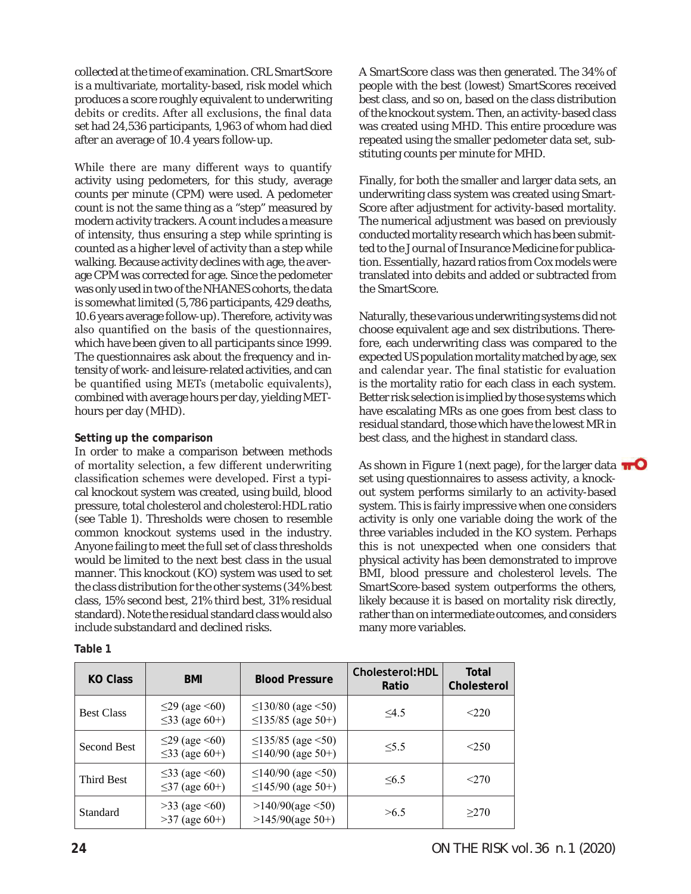collected at the time of examination. CRL SmartScore is a multivariate, mortality-based, risk model which produces a score roughly equivalent to underwriting debits or credits. After all exclusions, the final data set had 24,536 participants, 1,963 of whom had died after an average of 10.4 years follow-up.

While there are many different ways to quantify activity using pedometers, for this study, average counts per minute (CPM) were used. A pedometer count is not the same thing as a "step" measured by modern activity trackers. A count includes a measure of intensity, thus ensuring a step while sprinting is counted as a higher level of activity than a step while walking. Because activity declines with age, the average CPM was corrected for age. Since the pedometer was only used in two of the NHANES cohorts, the data is somewhat limited (5,786 participants, 429 deaths, 10.6 years average follow-up). Therefore, activity was also quantified on the basis of the questionnaires, which have been given to all participants since 1999. The questionnaires ask about the frequency and intensity of work- and leisure-related activities, and can be quantified using METs (metabolic equivalents), combined with average hours per day, yielding MET-hours per day (MHD).

### Setting up the comparison

In order to make a comparison between methods of mortality selection, a few different underwriting classification schemes were developed. First a typical knockout system was created, using build, blood pressure, total cholesterol and cholesterol:HDL ratio (see Table 1). Thresholds were chosen to resemble common knockout systems used in the industry. Anyone failing to meet the full set of class thresholds would be limited to the next best class in the usual manner. This knockout (KO) system was used to set the class distribution for the other systems (34% best class, 15% second best, 21% third best, 31% residual standard). Note the residual standard class would also include substandard and declined risks.

A SmartScore class was then generated. The 34% of people with the best (lowest) SmartScores received best class, and so on, based on the class distribution of the knockout system. Then, an activity-based class was created using MHD. This entire procedure was repeated using the smaller pedometer data set, substituting counts per minute for MHD.

Finally, for both the smaller and larger data sets, an underwriting class system was created using SmartScore after adjustment for activity-based mortality. The numerical adjustment was based on previously conducted mortality research which has been submitted to the Journal of Insurance Medicine for publication. Essentially, hazard ratios from Cox models were translated into debits and added or subtracted from the SmartScore.

Naturally, these various underwriting systems did not choose equivalent age and sex distributions. Therefore, each underwriting class was compared to the expected US population mortality matched by age, sex and calendar year. The final statistic for evaluation is the mortality ratio for each class in each system. Better risk selection is implied by those systems which have escalating MRs as one goes from best class to residual standard, those which have the lowest MR in best class, and the highest in standard class.

As shown in Figure 1 (next page), for the larger data set using questionnaires to assess activity, a knockout system performs similarly to an activity-based system. This is fairly impressive when one considers activity is only one variable doing the work of the three variables included in the KO system. Perhaps this is not unexpected when one considers that physical activity has been demonstrated to improve BMI, blood pressure and cholesterol levels. The SmartScore system outperforms the others, likely because it is based on mortality risk directly, rather than on intermediate outcomes, and considers many more variables.

**Table 1**

| KO Class | BMI | Blood Pressure | Cholesterol:HDL Ratio | Total Cholesterol |
|---|---|---|---|---|
| Best Class | ≤29 (age <60)<br>≤33 (age 60+) | ≤130/80 (age <50)<br>≤135/85 (age 50+) | ≤4.5 | <220 |
| Second Best | ≤29 (age <60)<br>≤33 (age 60+) | ≤135/85 (age <50)<br>≤140/90 (age 50+) | ≤5.5 | <250 |
| Third Best | ≤33 (age <60)<br>≤37 (age 60+) | ≤140/90 (age <50)<br>≤145/90 (age 50+) | ≤6.5 | <270 |
| Standard | >33 (age <60)<br>>37 (age 60+) | >140/90(age <50)<br>>145/90(age 50+) | >6.5 | ≥270 |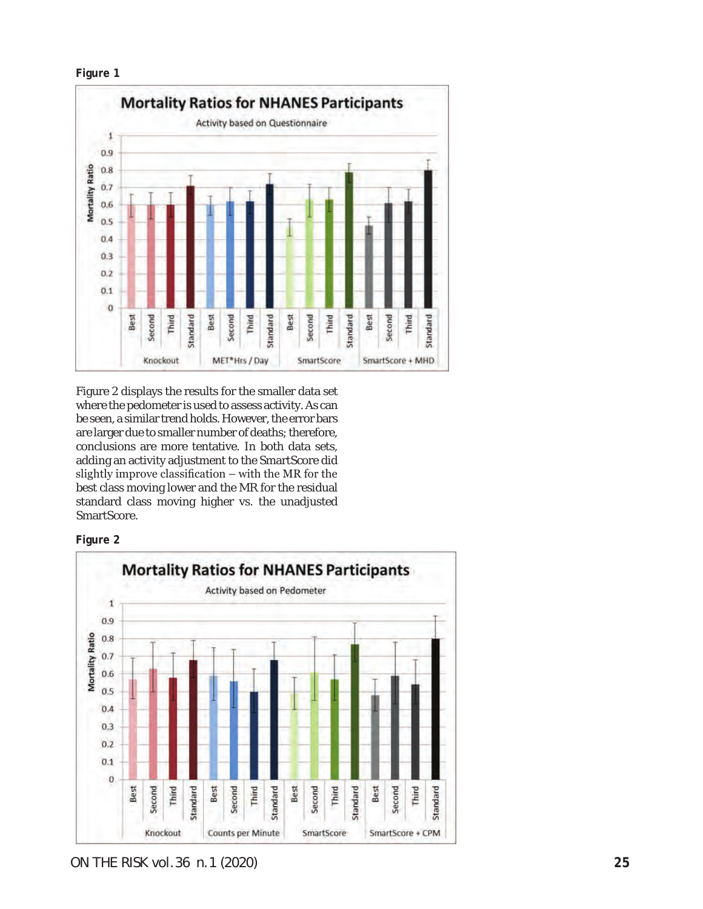**Figure 1**

Figure 2 displays the results for the smaller data set where the pedometer is used to assess activity. As can be seen, a similar trend holds. However, the error bars are larger due to smaller number of deaths; therefore, conclusions are more tentative. In both data sets, adding an activity adjustment to the SmartScore did slightly improve classification – with the MR for the best class moving lower and the MR for the residual standard class moving higher vs. the unadjusted SmartScore.

**Figure 2**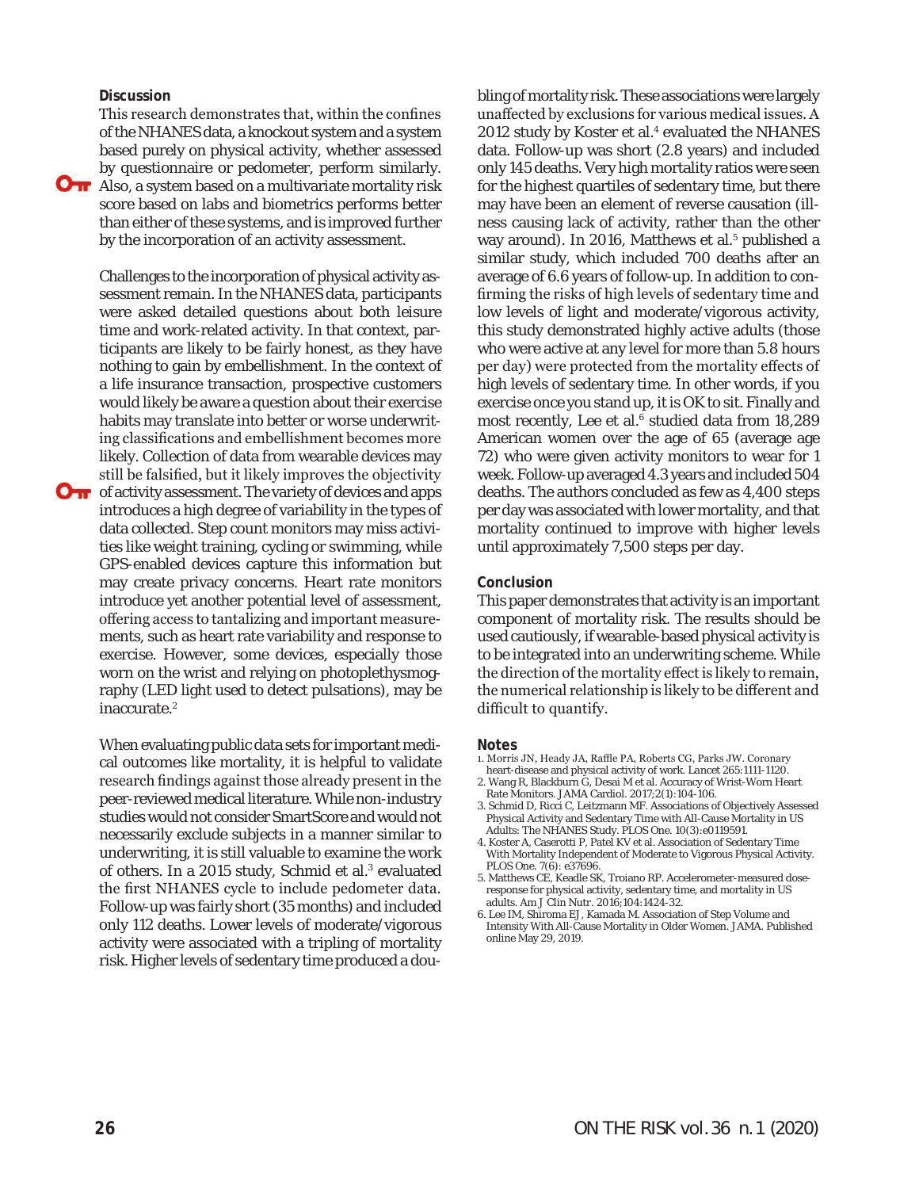## Discussion

This research demonstrates that, within the confines of the NHANES data, a knockout system and a system based purely on physical activity, whether assessed by questionnaire or pedometer, perform similarly. Also, a system based on a multivariate mortality risk score based on labs and biometrics performs better than either of these systems, and is improved further by the incorporation of an activity assessment.

Challenges to the incorporation of physical activity assessment remain. In the NHANES data, participants were asked detailed questions about both leisure time and work-related activity. In that context, participants are likely to be fairly honest, as they have nothing to gain by embellishment. In the context of a life insurance transaction, prospective customers would likely be aware a question about their exercise habits may translate into better or worse underwriting classifications and embellishment becomes more likely. Collection of data from wearable devices may still be falsified, but it likely improves the objectivity of activity assessment. The variety of devices and apps introduces a high degree of variability in the types of data collected. Step count monitors may miss activities like weight training, cycling or swimming, while GPS-enabled devices capture this information but may create privacy concerns. Heart rate monitors introduce yet another potential level of assessment, offering access to tantalizing and important measurements, such as heart rate variability and response to exercise. However, some devices, especially those worn on the wrist and relying on photoplethysmography (LED light used to detect pulsations), may be inaccurate.[2]

When evaluating public data sets for important medical outcomes like mortality, it is helpful to validate research findings against those already present in the peer-reviewed medical literature. While non-industry studies would not consider SmartScore and would not necessarily exclude subjects in a manner similar to underwriting, it is still valuable to examine the work of others. In a 2015 study, Schmid et al.[3] evaluated the first NHANES cycle to include pedometer data. Follow-up was fairly short (35 months) and included only 112 deaths. Lower levels of moderate/vigorous activity were associated with a tripling of mortality risk. Higher levels of sedentary time produced a doubling of mortality risk. These associations were largely unaffected by exclusions for various medical issues. A 2012 study by Koster et al.[4] evaluated the NHANES data. Follow-up was short (2.8 years) and included only 145 deaths. Very high mortality ratios were seen for the highest quartiles of sedentary time, but there may have been an element of reverse causation (illness causing lack of activity, rather than the other way around). In 2016, Matthews et al.[5] published a similar study, which included 700 deaths after an average of 6.6 years of follow-up. In addition to confirming the risks of high levels of sedentary time and low levels of light and moderate/vigorous activity, this study demonstrated highly active adults (those who were active at any level for more than 5.8 hours per day) were protected from the mortality effects of high levels of sedentary time. In other words, if you exercise once you stand up, it is OK to sit. Finally and most recently, Lee et al.[6] studied data from 18,289 American women over the age of 65 (average age 72) who were given activity monitors to wear for 1 week. Follow-up averaged 4.3 years and included 504 deaths. The authors concluded as few as 4,400 steps per day was associated with lower mortality, and that mortality continued to improve with higher levels until approximately 7,500 steps per day.

## Conclusion

This paper demonstrates that activity is an important component of mortality risk. The results should be used cautiously, if wearable-based physical activity is to be integrated into an underwriting scheme. While the direction of the mortality effect is likely to remain, the numerical relationship is likely to be different and difficult to quantify.

## Notes

1. Morris JN, Heady JA, Raffle PA, Roberts CG, Parks JW. Coronary heart-disease and physical activity of work. Lancet 265:1111-1120.
2. Wang R, Blackburn G, Desai M et al. Accuracy of Wrist-Worn Heart Rate Monitors. JAMA Cardiol. 2017;2(1):104-106.
3. Schmid D, Ricci C, Leitzmann MF. Associations of Objectively Assessed Physical Activity and Sedentary Time with All-Cause Mortality in US Adults: The NHANES Study. PLOS One. 10(3):e0119591.
4. Koster A, Caserotti P, Patel KV et al. Association of Sedentary Time With Mortality Independent of Moderate to Vigorous Physical Activity. PLOS One. 7(6): e37696.
5. Matthews CE, Keadle SK, Troiano RP. Accelerometer-measured dose-response for physical activity, sedentary time, and mortality in US adults. Am J Clin Nutr. 2016;104:1424-32.
6. Lee IM, Shiroma EJ, Kamada M. Association of Step Volume and Intensity With All-Cause Mortality in Older Women. JAMA. Published online May 29, 2019.